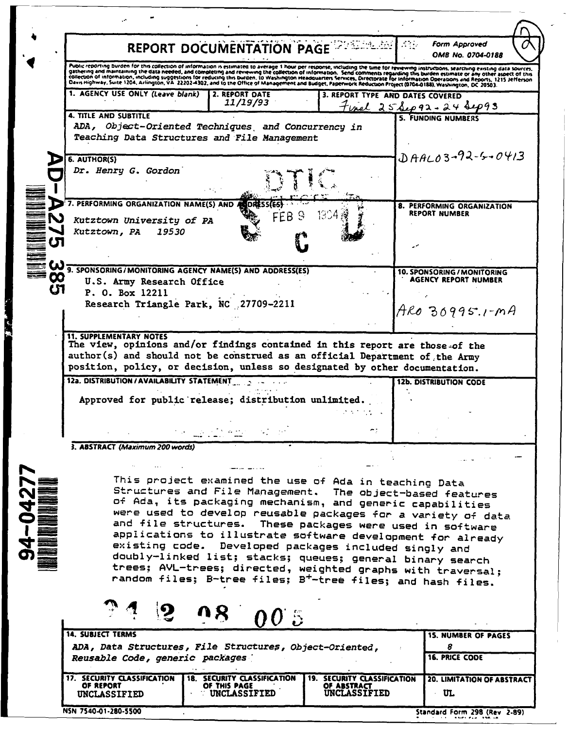# REPORT DOCUMENTATION PAGE

Form Approved
OMB No. 0704-0188

Public reporting burden for this collection of information is estimated to average 1 hour per response, including the time for reviewing instructions, searching existing data sources, gathering and maintaining the data needed, and completing and reviewing the collection of information. Send comments regarding this burden estimate or any other aspect of this collection of information, including suggestions for reducing this burden, to Washington Headquarters Services, Directorate for Information Operations and Reports, 1215 Jefferson Davis Highway, Suite 1204, Arlington, VA 22202-4302, and to the Office of Management and Budget, Paperwork Reduction Project (0704-0188), Washington, DC 20503.

| 1. AGENCY USE ONLY (Leave blank) | 2. REPORT DATE | 3. REPORT TYPE AND DATES COVERED |
| --- | --- | --- |
| | 11/19/93 | Final 25 Sep 92 - 24 Sep 93 |

**4. TITLE AND SUBTITLE**
ADA, Object-Oriented Techniques and Concurrency in Teaching Data Structures and File Management

**5. FUNDING NUMBERS**
DAAL03-92-G-0413

**6. AUTHOR(S)**
Dr. Henry G. Gordon

**7. PERFORMING ORGANIZATION NAME(S) AND ADDRESS(ES)**
Kutztown University of PA
Kutztown, PA 19530

**8. PERFORMING ORGANIZATION REPORT NUMBER**

**9. SPONSORING/MONITORING AGENCY NAME(S) AND ADDRESS(ES)**
U.S. Army Research Office
P. O. Box 12211
Research Triangle Park, NC 27709-2211

**10. SPONSORING/MONITORING AGENCY REPORT NUMBER**
ARO 30995.1-MA

**11. SUPPLEMENTARY NOTES**
The view, opinions and/or findings contained in this report are those of the author(s) and should not be construed as an official Department of the Army position, policy, or decision, unless so designated by other documentation.

**12a. DISTRIBUTION/AVAILABILITY STATEMENT**
Approved for public release; distribution unlimited.

**12b. DISTRIBUTION CODE**

**13. ABSTRACT** (Maximum 200 words)

This project examined the use of Ada in teaching Data Structures and File Management. The object-based features of Ada, its packaging mechanism, and generic capabilities were used to develop reusable packages for a variety of data and file structures. These packages were used in software applications to illustrate software development for already existing code. Developed packages included singly and doubly-linked list; stacks; queues; general binary search trees; AVL-trees; directed, weighted graphs with traversal; random files; B-tree files; $B^+$-tree files; and hash files.

**14. SUBJECT TERMS**
ADA, Data Structures, File Structures, Object-Oriented, Reusable Code, generic packages

**15. NUMBER OF PAGES**
8

**16. PRICE CODE**

| 17. SECURITY CLASSIFICATION OF REPORT | 18. SECURITY CLASSIFICATION OF THIS PAGE | 19. SECURITY CLASSIFICATION OF ABSTRACT | 20. LIMITATION OF ABSTRACT |
| --- | --- | --- | --- |
| UNCLASSIFIED | UNCLASSIFIED | UNCLASSIFIED | UL |

NSN 7540-01-280-5500 Standard Form 298 (Rev 2-89)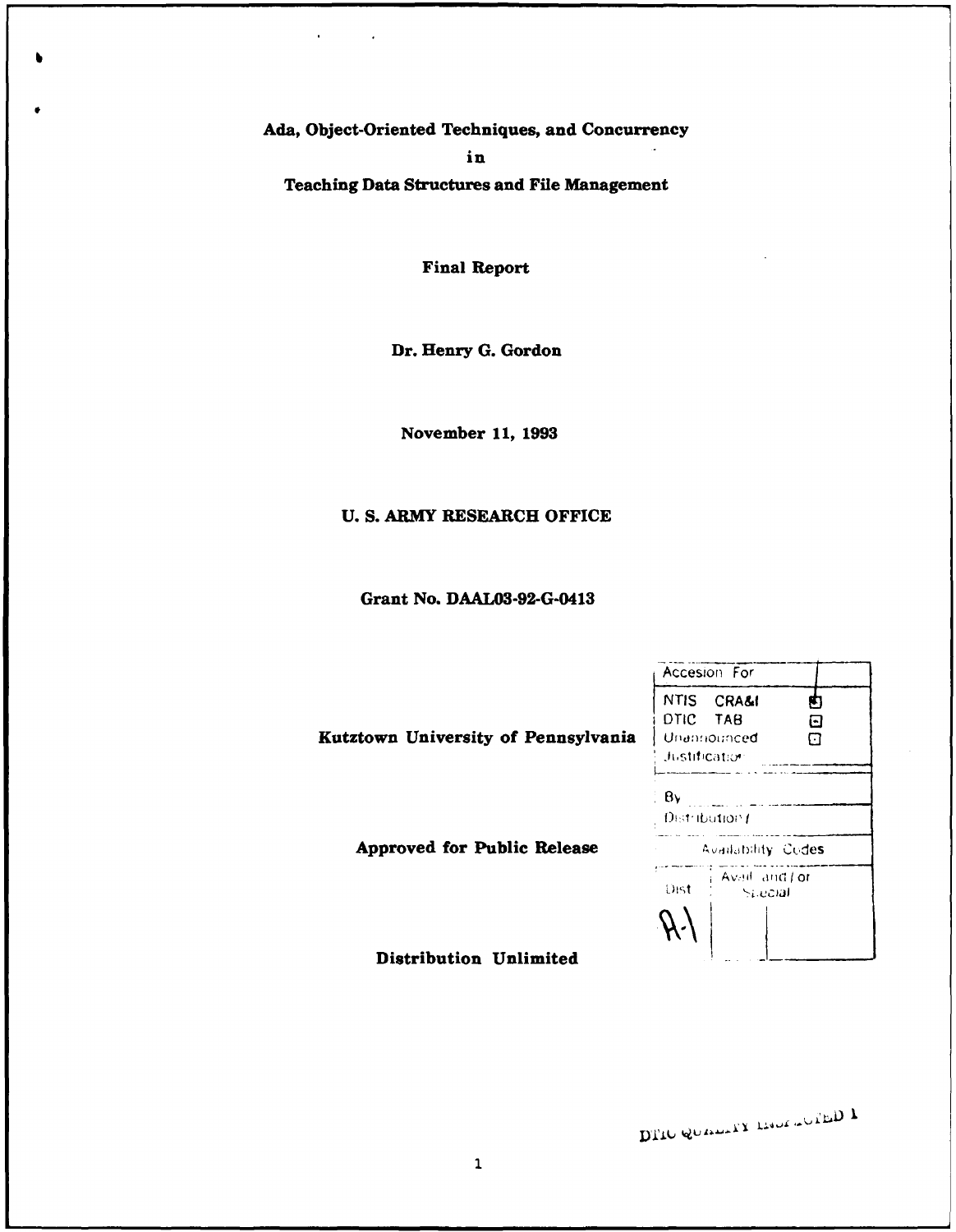# Ada, Object-Oriented Techniques, and Concurrency in Teaching Data Structures and File Management

**Final Report**

**Dr. Henry G. Gordon**

**November 11, 1993**

**U. S. ARMY RESEARCH OFFICE**

**Grant No. DAAL03-92-G-0413**

**Kutztown University of Pennsylvania**

| Accesion For | |
|---|---|
| NTIS CRA&I | ☒ |
| DTIC TAB | ☐ |
| Unannounced | ☐ |
| Justification | |
| By | |
| Distribution / | |
| Availability Codes | |
| Dist | Avail and / or Special |
| A-1 | |

**Approved for Public Release**

**Distribution Unlimited**

DTIC QUALITY INSPECTED 1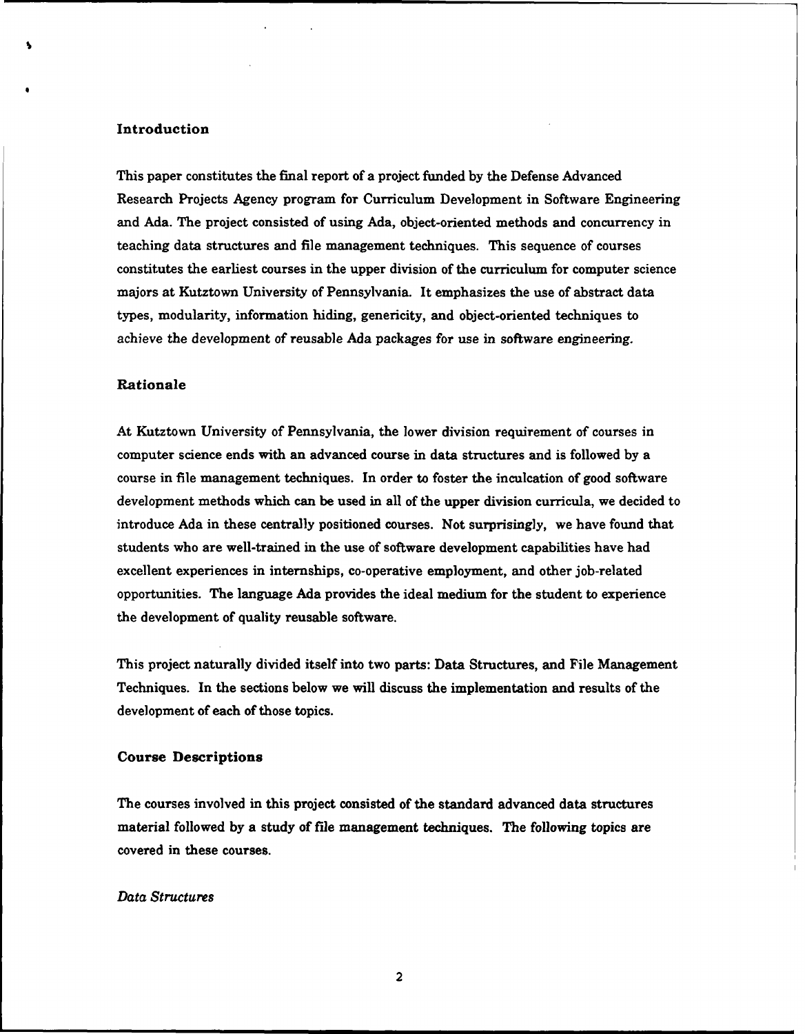## Introduction

This paper constitutes the final report of a project funded by the Defense Advanced Research Projects Agency program for Curriculum Development in Software Engineering and Ada. The project consisted of using Ada, object-oriented methods and concurrency in teaching data structures and file management techniques. This sequence of courses constitutes the earliest courses in the upper division of the curriculum for computer science majors at Kutztown University of Pennsylvania. It emphasizes the use of abstract data types, modularity, information hiding, genericity, and object-oriented techniques to achieve the development of reusable Ada packages for use in software engineering.

## Rationale

At Kutztown University of Pennsylvania, the lower division requirement of courses in computer science ends with an advanced course in data structures and is followed by a course in file management techniques. In order to foster the inculcation of good software development methods which can be used in all of the upper division curricula, we decided to introduce Ada in these centrally positioned courses. Not surprisingly, we have found that students who are well-trained in the use of software development capabilities have had excellent experiences in internships, co-operative employment, and other job-related opportunities. The language Ada provides the ideal medium for the student to experience the development of quality reusable software.

This project naturally divided itself into two parts: Data Structures, and File Management Techniques. In the sections below we will discuss the implementation and results of the development of each of those topics.

## Course Descriptions

The courses involved in this project consisted of the standard advanced data structures material followed by a study of file management techniques. The following topics are covered in these courses.

### *Data Structures*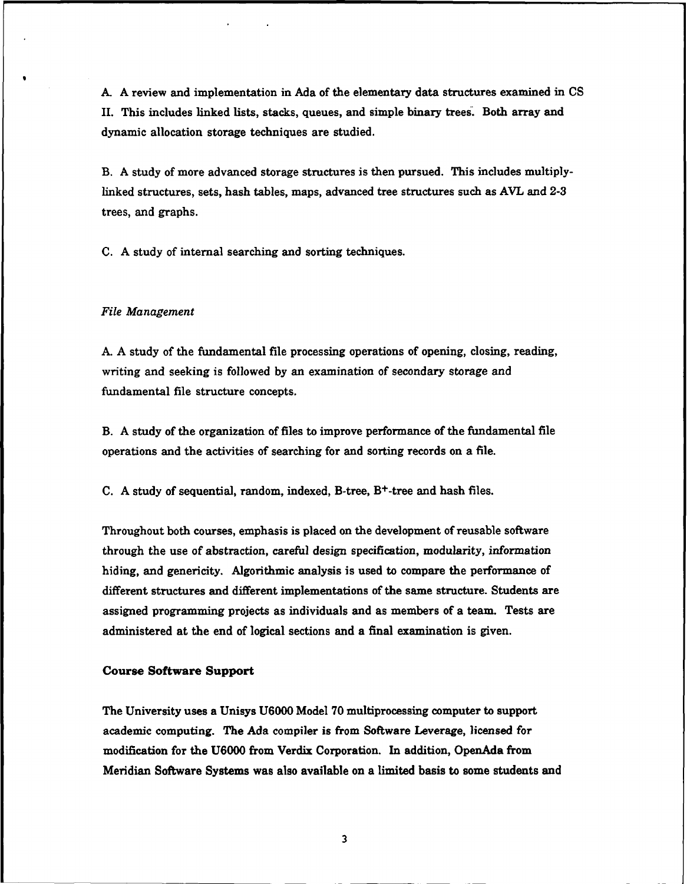A. A review and implementation in Ada of the elementary data structures examined in CS II. This includes linked lists, stacks, queues, and simple binary trees. Both array and dynamic allocation storage techniques are studied.

B. A study of more advanced storage structures is then pursued. This includes multiply-linked structures, sets, hash tables, maps, advanced tree structures such as AVL and 2-3 trees, and graphs.

C. A study of internal searching and sorting techniques.

*File Management*

A. A study of the fundamental file processing operations of opening, closing, reading, writing and seeking is followed by an examination of secondary storage and fundamental file structure concepts.

B. A study of the organization of files to improve performance of the fundamental file operations and the activities of searching for and sorting records on a file.

C. A study of sequential, random, indexed, B-tree, $B^+$-tree and hash files.

Throughout both courses, emphasis is placed on the development of reusable software through the use of abstraction, careful design specification, modularity, information hiding, and genericity. Algorithmic analysis is used to compare the performance of different structures and different implementations of the same structure. Students are assigned programming projects as individuals and as members of a team. Tests are administered at the end of logical sections and a final examination is given.

**Course Software Support**

The University uses a Unisys U6000 Model 70 multiprocessing computer to support academic computing. The Ada compiler is from Software Leverage, licensed for modification for the U6000 from Verdix Corporation. In addition, OpenAda from Meridian Software Systems was also available on a limited basis to some students and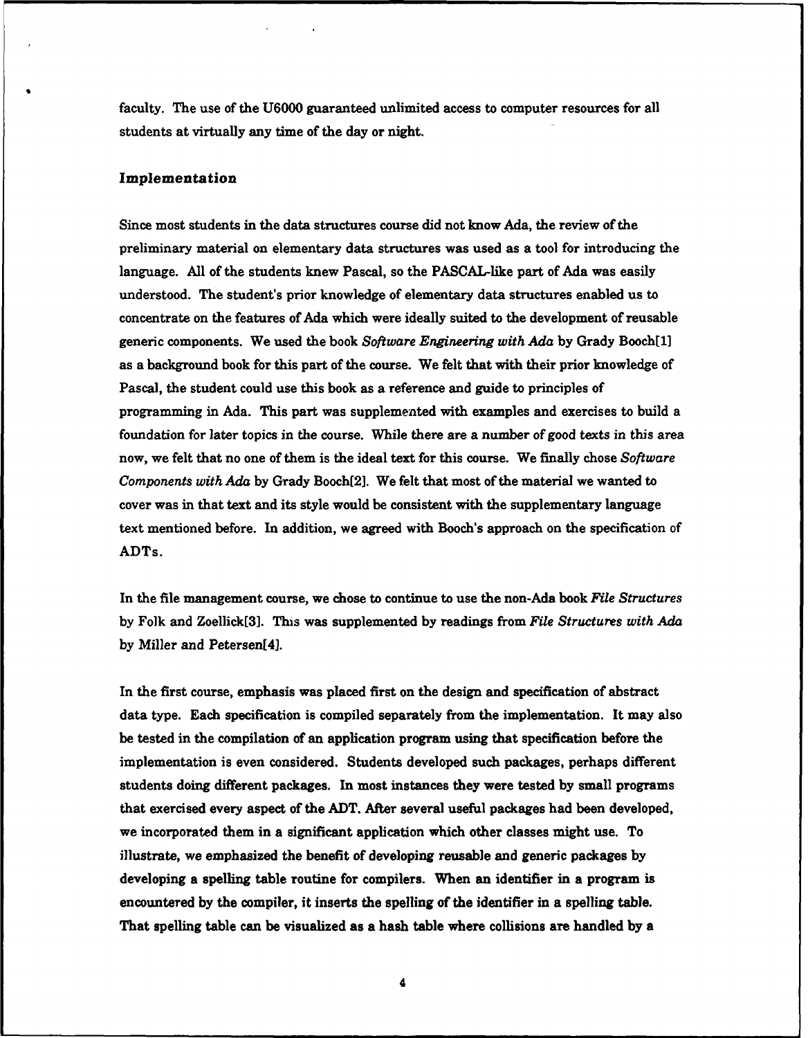faculty. The use of the U6000 guaranteed unlimited access to computer resources for all students at virtually any time of the day or night.

### Implementation

Since most students in the data structures course did not know Ada, the review of the preliminary material on elementary data structures was used as a tool for introducing the language. All of the students knew Pascal, so the PASCAL-like part of Ada was easily understood. The student's prior knowledge of elementary data structures enabled us to concentrate on the features of Ada which were ideally suited to the development of reusable generic components. We used the book *Software Engineering with Ada* by Grady Booch[1] as a background book for this part of the course. We felt that with their prior knowledge of Pascal, the student could use this book as a reference and guide to principles of programming in Ada. This part was supplemented with examples and exercises to build a foundation for later topics in the course. While there are a number of good texts in this area now, we felt that no one of them is the ideal text for this course. We finally chose *Software Components with Ada* by Grady Booch[2]. We felt that most of the material we wanted to cover was in that text and its style would be consistent with the supplementary language text mentioned before. In addition, we agreed with Booch's approach on the specification of ADTs.

In the file management course, we chose to continue to use the non-Ada book *File Structures* by Folk and Zoellick[3]. This was supplemented by readings from *File Structures with Ada* by Miller and Petersen[4].

In the first course, emphasis was placed first on the design and specification of abstract data type. Each specification is compiled separately from the implementation. It may also be tested in the compilation of an application program using that specification before the implementation is even considered. Students developed such packages, perhaps different students doing different packages. In most instances they were tested by small programs that exercised every aspect of the ADT. After several useful packages had been developed, we incorporated them in a significant application which other classes might use. To illustrate, we emphasized the benefit of developing reusable and generic packages by developing a spelling table routine for compilers. When an identifier in a program is encountered by the compiler, it inserts the spelling of the identifier in a spelling table. That spelling table can be visualized as a hash table where collisions are handled by a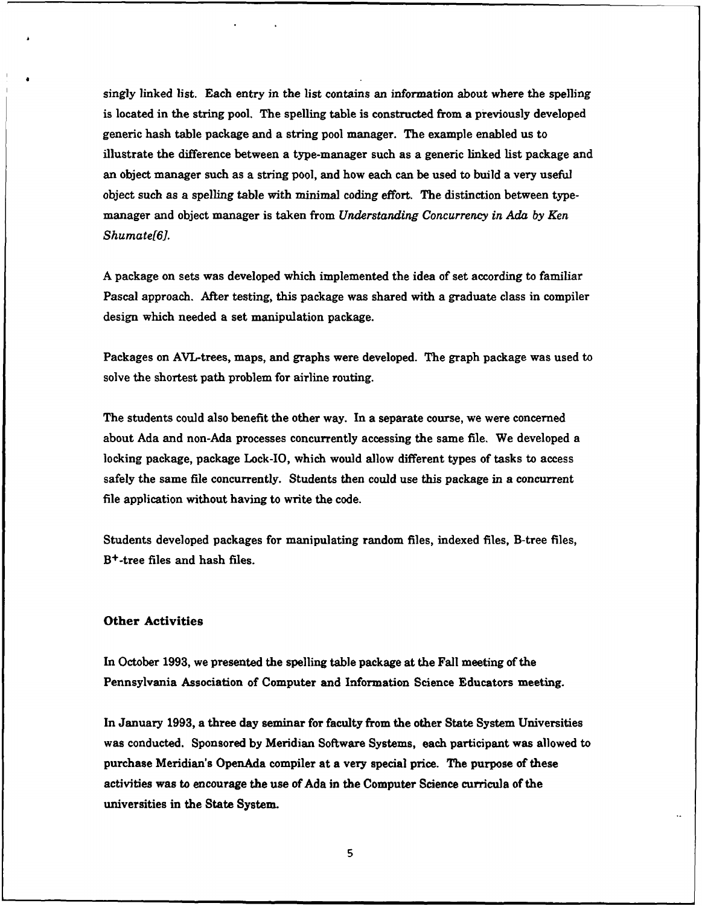singly linked list. Each entry in the list contains an information about where the spelling is located in the string pool. The spelling table is constructed from a previously developed generic hash table package and a string pool manager. The example enabled us to illustrate the difference between a type-manager such as a generic linked list package and an object manager such as a string pool, and how each can be used to build a very useful object such as a spelling table with minimal coding effort. The distinction between type-manager and object manager is taken from *Understanding Concurrency in Ada by Ken Shumate[6].*

A package on sets was developed which implemented the idea of set according to familiar Pascal approach. After testing, this package was shared with a graduate class in compiler design which needed a set manipulation package.

Packages on AVL-trees, maps, and graphs were developed. The graph package was used to solve the shortest path problem for airline routing.

The students could also benefit the other way. In a separate course, we were concerned about Ada and non-Ada processes concurrently accessing the same file. We developed a locking package, package Lock-IO, which would allow different types of tasks to access safely the same file concurrently. Students then could use this package in a concurrent file application without having to write the code.

Students developed packages for manipulating random files, indexed files, B-tree files, $B^{+}$-tree files and hash files.

### Other Activities

In October 1993, we presented the spelling table package at the Fall meeting of the Pennsylvania Association of Computer and Information Science Educators meeting.

In January 1993, a three day seminar for faculty from the other State System Universities was conducted. Sponsored by Meridian Software Systems, each participant was allowed to purchase Meridian's OpenAda compiler at a very special price. The purpose of these activities was to encourage the use of Ada in the Computer Science curricula of the universities in the State System.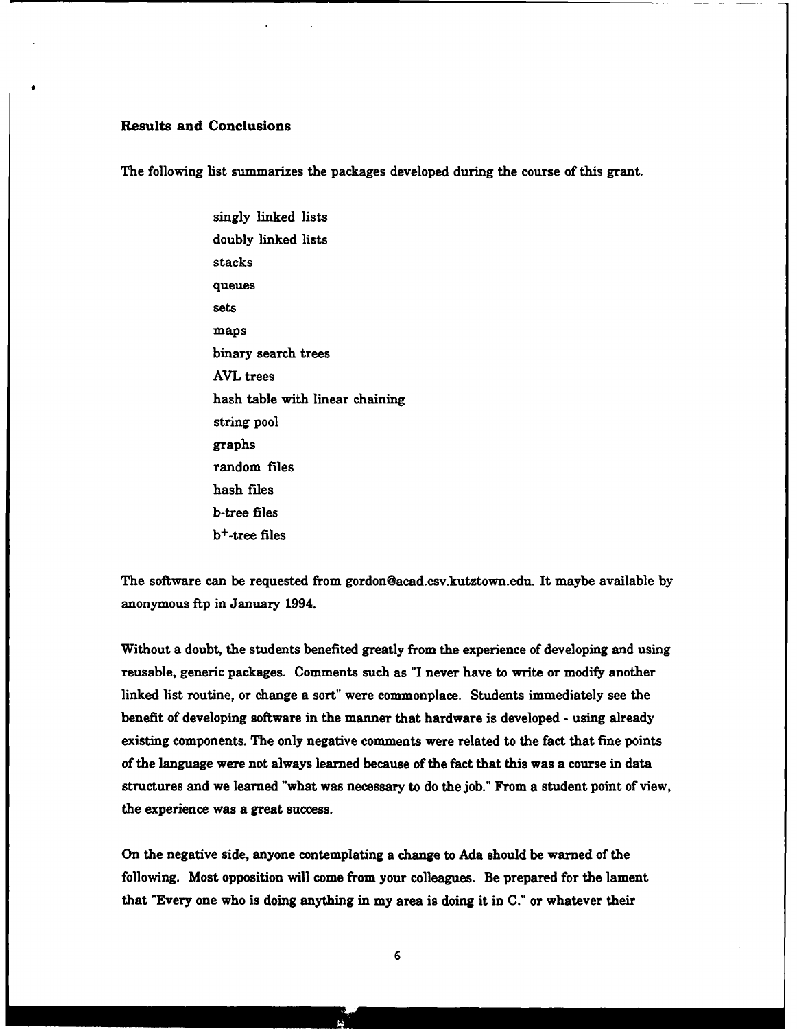### Results and Conclusions

The following list summarizes the packages developed during the course of this grant.

- singly linked lists
- doubly linked lists
- stacks
- queues
- sets
- maps
- binary search trees
- AVL trees
- hash table with linear chaining
- string pool
- graphs
- random files
- hash files
- b-tree files
- $b^+$-tree files

The software can be requested from gordon@acad.csv.kutztown.edu. It maybe available by anonymous ftp in January 1994.

Without a doubt, the students benefited greatly from the experience of developing and using reusable, generic packages. Comments such as "I never have to write or modify another linked list routine, or change a sort" were commonplace. Students immediately see the benefit of developing software in the manner that hardware is developed - using already existing components. The only negative comments were related to the fact that fine points of the language were not always learned because of the fact that this was a course in data structures and we learned "what was necessary to do the job." From a student point of view, the experience was a great success.

On the negative side, anyone contemplating a change to Ada should be warned of the following. Most opposition will come from your colleagues. Be prepared for the lament that "Every one who is doing anything in my area is doing it in C." or whatever their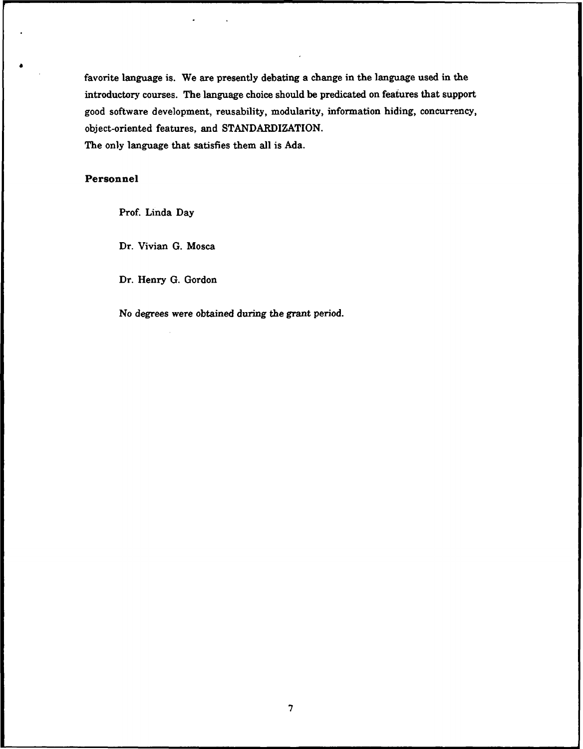favorite language is. We are presently debating a change in the language used in the introductory courses. The language choice should be predicated on features that support good software development, reusability, modularity, information hiding, concurrency, object-oriented features, and STANDARDIZATION.
The only language that satisfies them all is Ada.

## Personnel

Prof. Linda Day

Dr. Vivian G. Mosca

Dr. Henry G. Gordon

No degrees were obtained during the grant period.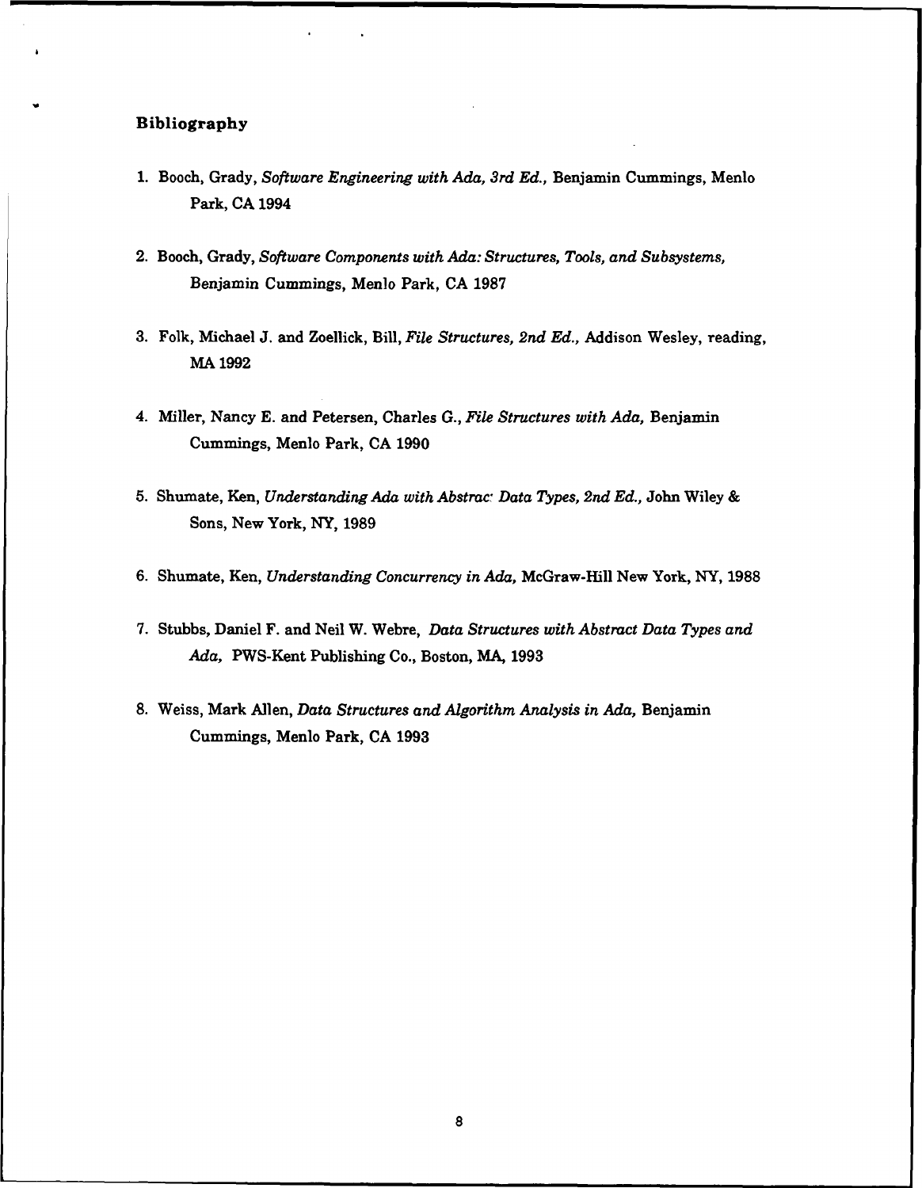# Bibliography

1. Booch, Grady, *Software Engineering with Ada, 3rd Ed.,* Benjamin Cummings, Menlo Park, CA 1994

2. Booch, Grady, *Software Components with Ada: Structures, Tools, and Subsystems,* Benjamin Cummings, Menlo Park, CA 1987

3. Folk, Michael J. and Zoellick, Bill, *File Structures, 2nd Ed.,* Addison Wesley, reading, MA 1992

4. Miller, Nancy E. and Petersen, Charles G., *File Structures with Ada,* Benjamin Cummings, Menlo Park, CA 1990

5. Shumate, Ken, *Understanding Ada with Abstrac: Data Types, 2nd Ed.,* John Wiley & Sons, New York, NY, 1989

6. Shumate, Ken, *Understanding Concurrency in Ada,* McGraw-Hill New York, NY, 1988

7. Stubbs, Daniel F. and Neil W. Webre, *Data Structures with Abstract Data Types and Ada,* PWS-Kent Publishing Co., Boston, MA, 1993

8. Weiss, Mark Allen, *Data Structures and Algorithm Analysis in Ada,* Benjamin Cummings, Menlo Park, CA 1993